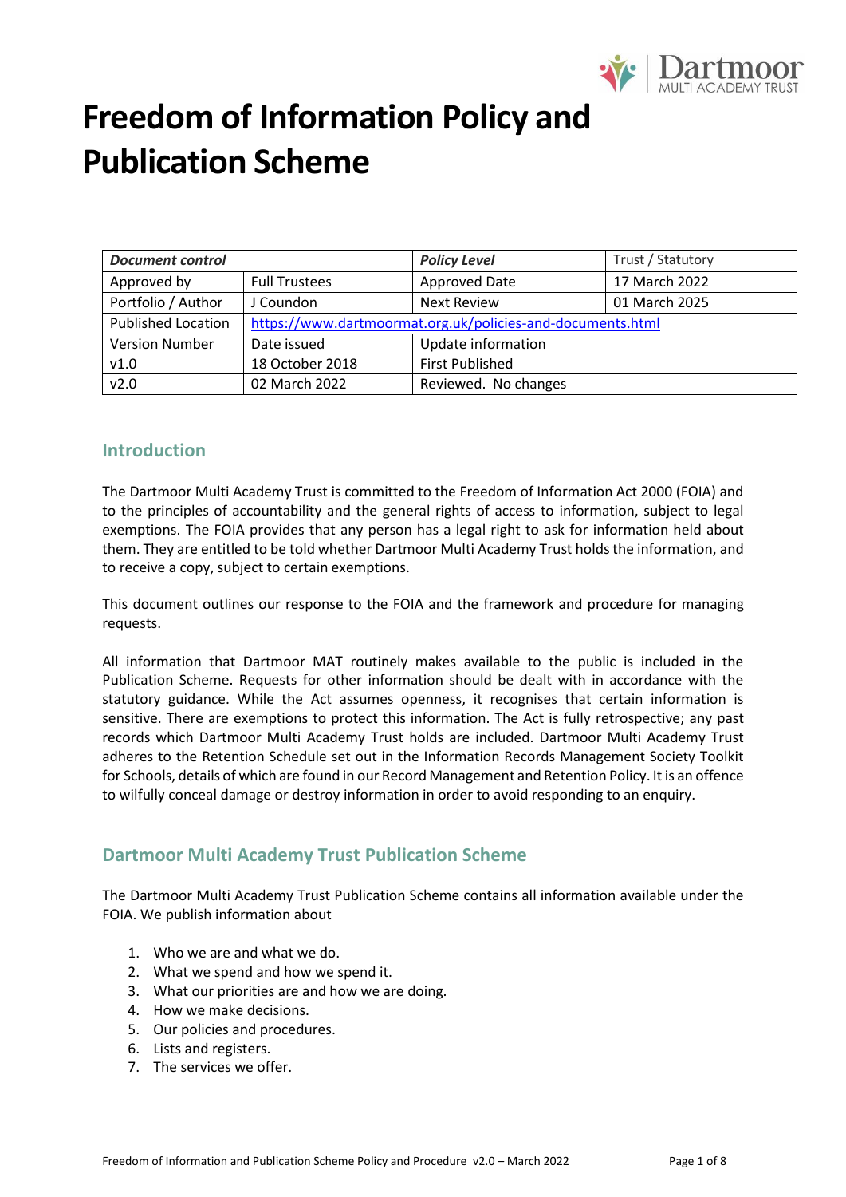# Freedom of Information Policy and Publication Scheme

| *Document control* | | *Policy Level* | Trust / Statutory |
|---|---|---|---|
| Approved by | Full Trustees | Approved Date | 17 March 2022 |
| Portfolio / Author | J Coundon | Next Review | 01 March 2025 |
| Published Location | https://www.dartmoormat.org.uk/policies-and-documents.html | | |
| Version Number | Date issued | Update information | |
| v1.0 | 18 October 2018 | First Published | |
| v2.0 | 02 March 2022 | Reviewed. No changes | |

## Introduction

The Dartmoor Multi Academy Trust is committed to the Freedom of Information Act 2000 (FOIA) and to the principles of accountability and the general rights of access to information, subject to legal exemptions. The FOIA provides that any person has a legal right to ask for information held about them. They are entitled to be told whether Dartmoor Multi Academy Trust holds the information, and to receive a copy, subject to certain exemptions.

This document outlines our response to the FOIA and the framework and procedure for managing requests.

All information that Dartmoor MAT routinely makes available to the public is included in the Publication Scheme. Requests for other information should be dealt with in accordance with the statutory guidance. While the Act assumes openness, it recognises that certain information is sensitive. There are exemptions to protect this information. The Act is fully retrospective; any past records which Dartmoor Multi Academy Trust holds are included. Dartmoor Multi Academy Trust adheres to the Retention Schedule set out in the Information Records Management Society Toolkit for Schools, details of which are found in our Record Management and Retention Policy. It is an offence to wilfully conceal damage or destroy information in order to avoid responding to an enquiry.

## Dartmoor Multi Academy Trust Publication Scheme

The Dartmoor Multi Academy Trust Publication Scheme contains all information available under the FOIA. We publish information about

1. Who we are and what we do.
2. What we spend and how we spend it.
3. What our priorities are and how we are doing.
4. How we make decisions.
5. Our policies and procedures.
6. Lists and registers.
7. The services we offer.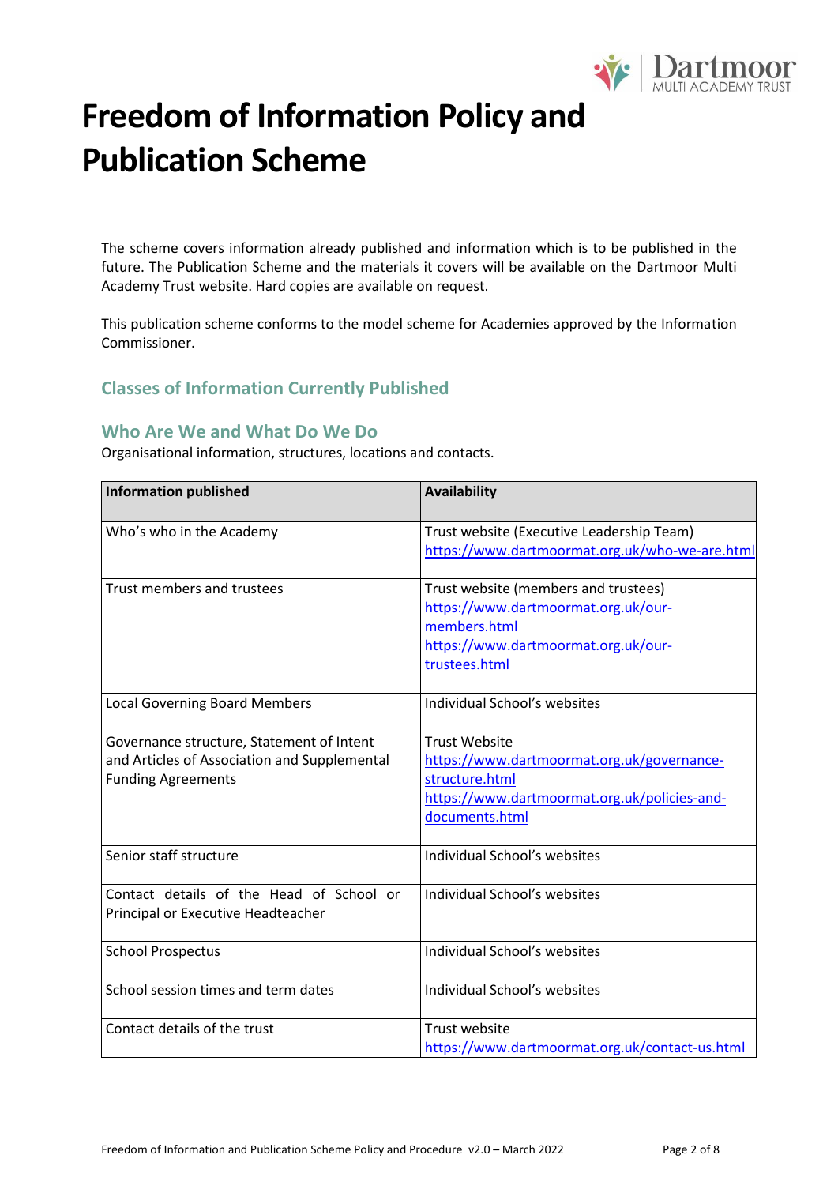# Freedom of Information Policy and Publication Scheme

The scheme covers information already published and information which is to be published in the future. The Publication Scheme and the materials it covers will be available on the Dartmoor Multi Academy Trust website. Hard copies are available on request.

This publication scheme conforms to the model scheme for Academies approved by the Information Commissioner.

## Classes of Information Currently Published

## Who Are We and What Do We Do

Organisational information, structures, locations and contacts.

| Information published | Availability |
| --- | --- |
| Who's who in the Academy | Trust website (Executive Leadership Team) https://www.dartmoormat.org.uk/who-we-are.html |
| Trust members and trustees | Trust website (members and trustees) https://www.dartmoormat.org.uk/our-members.html https://www.dartmoormat.org.uk/our-trustees.html |
| Local Governing Board Members | Individual School's websites |
| Governance structure, Statement of Intent and Articles of Association and Supplemental Funding Agreements | Trust Website https://www.dartmoormat.org.uk/governance-structure.html https://www.dartmoormat.org.uk/policies-and-documents.html |
| Senior staff structure | Individual School's websites |
| Contact details of the Head of School or Principal or Executive Headteacher | Individual School's websites |
| School Prospectus | Individual School's websites |
| School session times and term dates | Individual School's websites |
| Contact details of the trust | Trust website https://www.dartmoormat.org.uk/contact-us.html |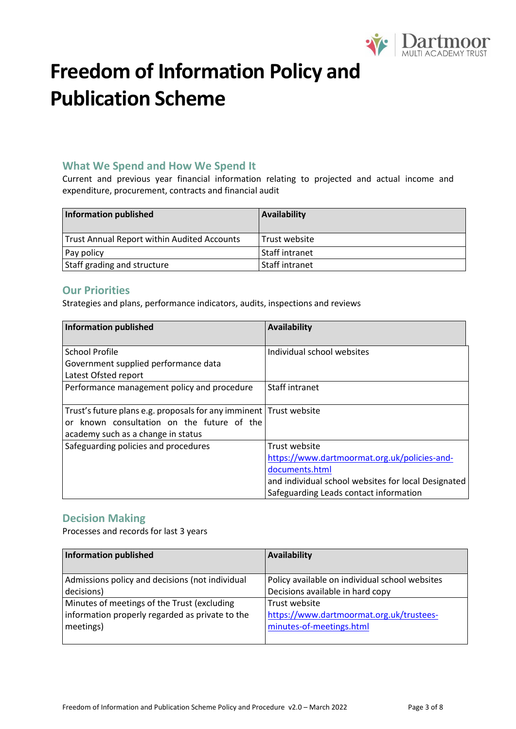# Freedom of Information Policy and Publication Scheme

## What We Spend and How We Spend It

Current and previous year financial information relating to projected and actual income and expenditure, procurement, contracts and financial audit

| Information published | Availability |
|---|---|
| Trust Annual Report within Audited Accounts | Trust website |
| Pay policy | Staff intranet |
| Staff grading and structure | Staff intranet |

## Our Priorities

Strategies and plans, performance indicators, audits, inspections and reviews

| Information published | Availability |
|---|---|
| School Profile<br>Government supplied performance data<br>Latest Ofsted report | Individual school websites |
| Performance management policy and procedure | Staff intranet |
| Trust's future plans e.g. proposals for any imminent or known consultation on the future of the academy such as a change in status | Trust website |
| Safeguarding policies and procedures | Trust website<br>https://www.dartmoormat.org.uk/policies-and-documents.html<br>and individual school websites for local Designated Safeguarding Leads contact information |

## Decision Making

Processes and records for last 3 years

| Information published | Availability |
|---|---|
| Admissions policy and decisions (not individual decisions) | Policy available on individual school websites<br>Decisions available in hard copy |
| Minutes of meetings of the Trust (excluding information properly regarded as private to the meetings) | Trust website<br>https://www.dartmoormat.org.uk/trustees-minutes-of-meetings.html |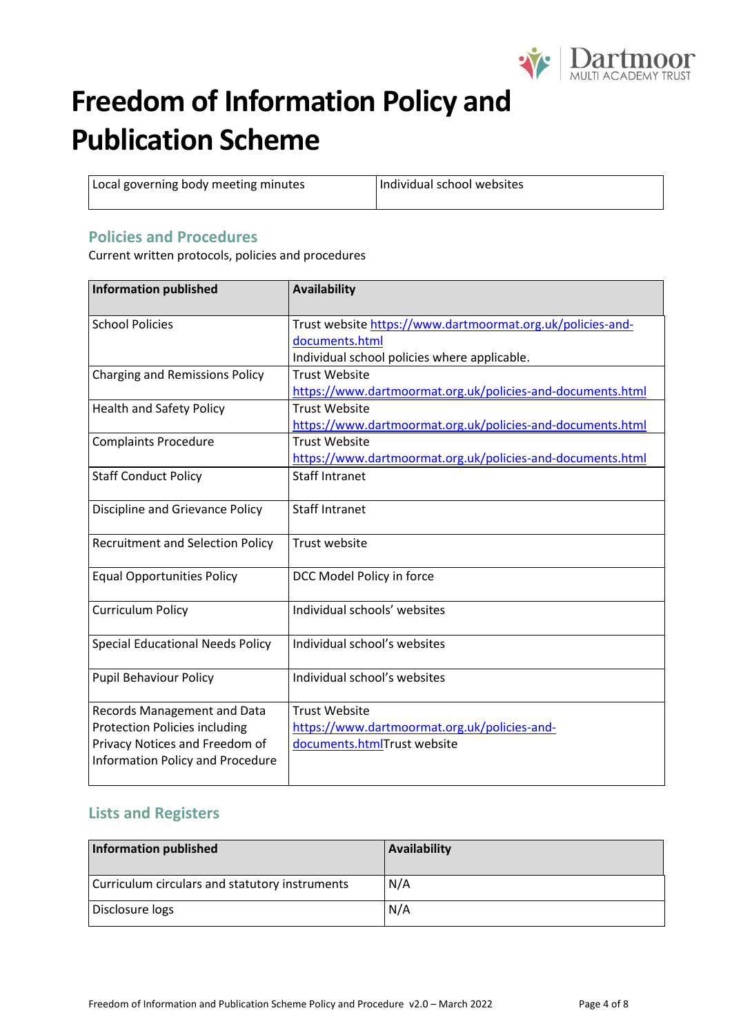# Freedom of Information Policy and Publication Scheme

| Local governing body meeting minutes | Individual school websites |
|---|---|

## Policies and Procedures

Current written protocols, policies and procedures

| Information published | Availability |
|---|---|
| School Policies | Trust website https://www.dartmoormat.org.uk/policies-and-documents.html<br>Individual school policies where applicable. |
| Charging and Remissions Policy | Trust Website https://www.dartmoormat.org.uk/policies-and-documents.html |
| Health and Safety Policy | Trust Website https://www.dartmoormat.org.uk/policies-and-documents.html |
| Complaints Procedure | Trust Website https://www.dartmoormat.org.uk/policies-and-documents.html |
| Staff Conduct Policy | Staff Intranet |
| Discipline and Grievance Policy | Staff Intranet |
| Recruitment and Selection Policy | Trust website |
| Equal Opportunities Policy | DCC Model Policy in force |
| Curriculum Policy | Individual schools' websites |
| Special Educational Needs Policy | Individual school's websites |
| Pupil Behaviour Policy | Individual school's websites |
| Records Management and Data Protection Policies including Privacy Notices and Freedom of Information Policy and Procedure | Trust Website https://www.dartmoormat.org.uk/policies-and-documents.htmlTrust website |

## Lists and Registers

| Information published | Availability |
|---|---|
| Curriculum circulars and statutory instruments | N/A |
| Disclosure logs | N/A |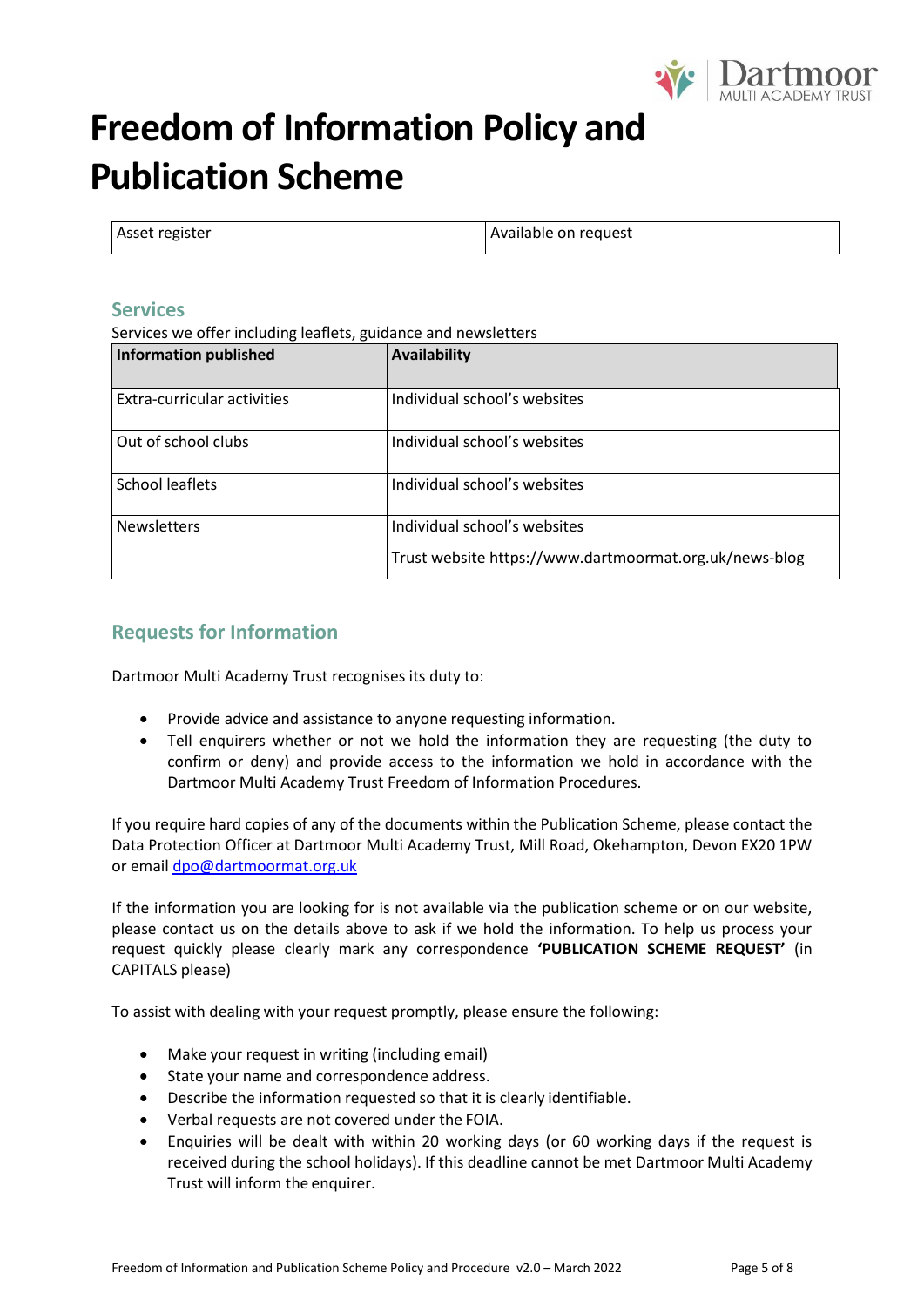# Freedom of Information Policy and Publication Scheme

| Asset register | Available on request |
|---|---|

## Services

Services we offer including leaflets, guidance and newsletters

| Information published | Availability |
|---|---|
| Extra-curricular activities | Individual school's websites |
| Out of school clubs | Individual school's websites |
| School leaflets | Individual school's websites |
| Newsletters | Individual school's websites<br>Trust website https://www.dartmoormat.org.uk/news-blog |

## Requests for Information

Dartmoor Multi Academy Trust recognises its duty to:

- Provide advice and assistance to anyone requesting information.
- Tell enquirers whether or not we hold the information they are requesting (the duty to confirm or deny) and provide access to the information we hold in accordance with the Dartmoor Multi Academy Trust Freedom of Information Procedures.

If you require hard copies of any of the documents within the Publication Scheme, please contact the Data Protection Officer at Dartmoor Multi Academy Trust, Mill Road, Okehampton, Devon EX20 1PW or email dpo@dartmoormat.org.uk

If the information you are looking for is not available via the publication scheme or on our website, please contact us on the details above to ask if we hold the information. To help us process your request quickly please clearly mark any correspondence **'PUBLICATION SCHEME REQUEST'** (in CAPITALS please)

To assist with dealing with your request promptly, please ensure the following:

- Make your request in writing (including email)
- State your name and correspondence address.
- Describe the information requested so that it is clearly identifiable.
- Verbal requests are not covered under the FOIA.
- Enquiries will be dealt with within 20 working days (or 60 working days if the request is received during the school holidays). If this deadline cannot be met Dartmoor Multi Academy Trust will inform the enquirer.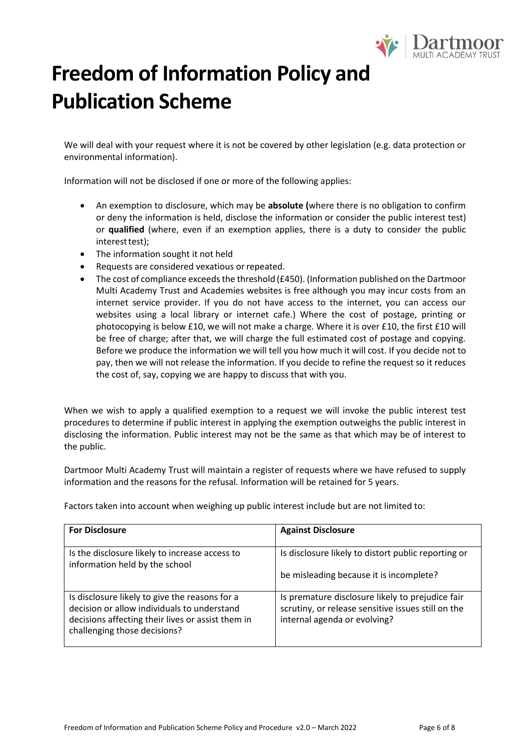# Freedom of Information Policy and Publication Scheme

We will deal with your request where it is not be covered by other legislation (e.g. data protection or environmental information).

Information will not be disclosed if one or more of the following applies:

- An exemption to disclosure, which may be **absolute (**where there is no obligation to confirm or deny the information is held, disclose the information or consider the public interest test) or **qualified** (where, even if an exemption applies, there is a duty to consider the public interest test);
- The information sought it not held
- Requests are considered vexatious or repeated.
- The cost of compliance exceeds the threshold (£450). (Information published on the Dartmoor Multi Academy Trust and Academies websites is free although you may incur costs from an internet service provider. If you do not have access to the internet, you can access our websites using a local library or internet cafe.) Where the cost of postage, printing or photocopying is below £10, we will not make a charge. Where it is over £10, the first £10 will be free of charge; after that, we will charge the full estimated cost of postage and copying. Before we produce the information we will tell you how much it will cost. If you decide not to pay, then we will not release the information. If you decide to refine the request so it reduces the cost of, say, copying we are happy to discuss that with you.

When we wish to apply a qualified exemption to a request we will invoke the public interest test procedures to determine if public interest in applying the exemption outweighs the public interest in disclosing the information. Public interest may not be the same as that which may be of interest to the public.

Dartmoor Multi Academy Trust will maintain a register of requests where we have refused to supply information and the reasons for the refusal. Information will be retained for 5 years.

Factors taken into account when weighing up public interest include but are not limited to:

| For Disclosure | Against Disclosure |
| --- | --- |
| Is the disclosure likely to increase access to information held by the school | Is disclosure likely to distort public reporting or be misleading because it is incomplete? |
| Is disclosure likely to give the reasons for a decision or allow individuals to understand decisions affecting their lives or assist them in challenging those decisions? | Is premature disclosure likely to prejudice fair scrutiny, or release sensitive issues still on the internal agenda or evolving? |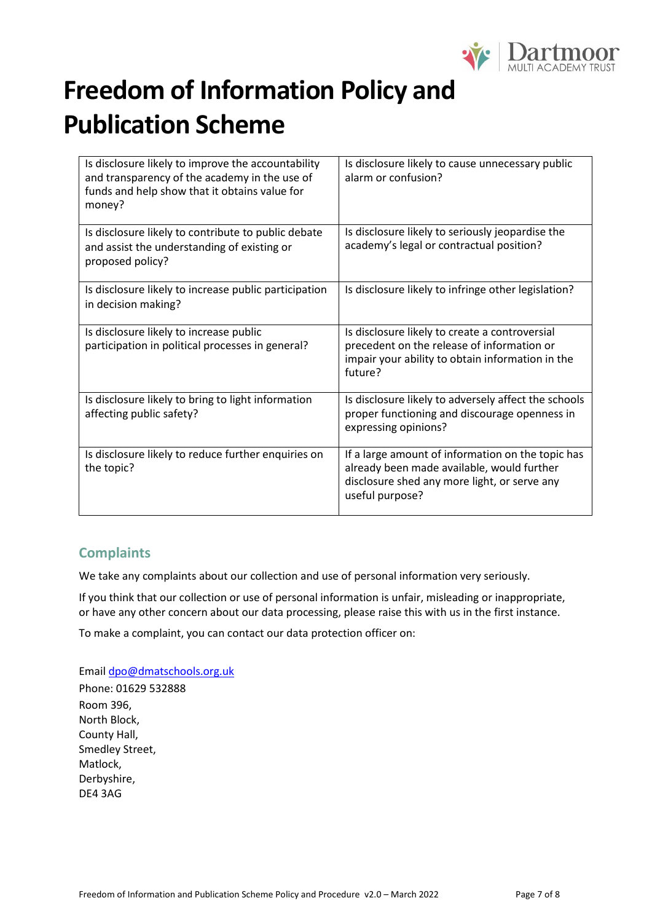# Freedom of Information Policy and Publication Scheme

| | |
|---|---|
| Is disclosure likely to improve the accountability and transparency of the academy in the use of funds and help show that it obtains value for money? | Is disclosure likely to cause unnecessary public alarm or confusion? |
| Is disclosure likely to contribute to public debate and assist the understanding of existing or proposed policy? | Is disclosure likely to seriously jeopardise the academy's legal or contractual position? |
| Is disclosure likely to increase public participation in decision making? | Is disclosure likely to infringe other legislation? |
| Is disclosure likely to increase public participation in political processes in general? | Is disclosure likely to create a controversial precedent on the release of information or impair your ability to obtain information in the future? |
| Is disclosure likely to bring to light information affecting public safety? | Is disclosure likely to adversely affect the schools proper functioning and discourage openness in expressing opinions? |
| Is disclosure likely to reduce further enquiries on the topic? | If a large amount of information on the topic has already been made available, would further disclosure shed any more light, or serve any useful purpose? |

## Complaints

We take any complaints about our collection and use of personal information very seriously.

If you think that our collection or use of personal information is unfair, misleading or inappropriate, or have any other concern about our data processing, please raise this with us in the first instance.

To make a complaint, you can contact our data protection officer on:

Email dpo@dmatschools.org.uk
Phone: 01629 532888
Room 396,
North Block,
County Hall,
Smedley Street,
Matlock,
Derbyshire,
DE4 3AG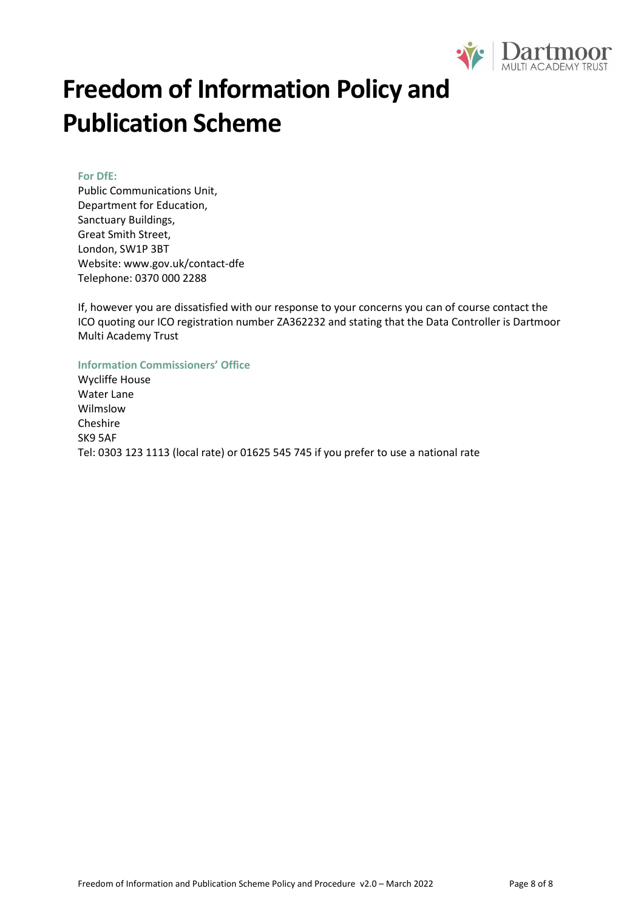# Freedom of Information Policy and Publication Scheme

**For DfE:**

Public Communications Unit,
Department for Education,
Sanctuary Buildings,
Great Smith Street,
London, SW1P 3BT
Website: www.gov.uk/contact-dfe
Telephone: 0370 000 2288

If, however you are dissatisfied with our response to your concerns you can of course contact the ICO quoting our ICO registration number ZA362232 and stating that the Data Controller is Dartmoor Multi Academy Trust

**Information Commissioners' Office**

Wycliffe House
Water Lane
Wilmslow
Cheshire
SK9 5AF
Tel: 0303 123 1113 (local rate) or 01625 545 745 if you prefer to use a national rate